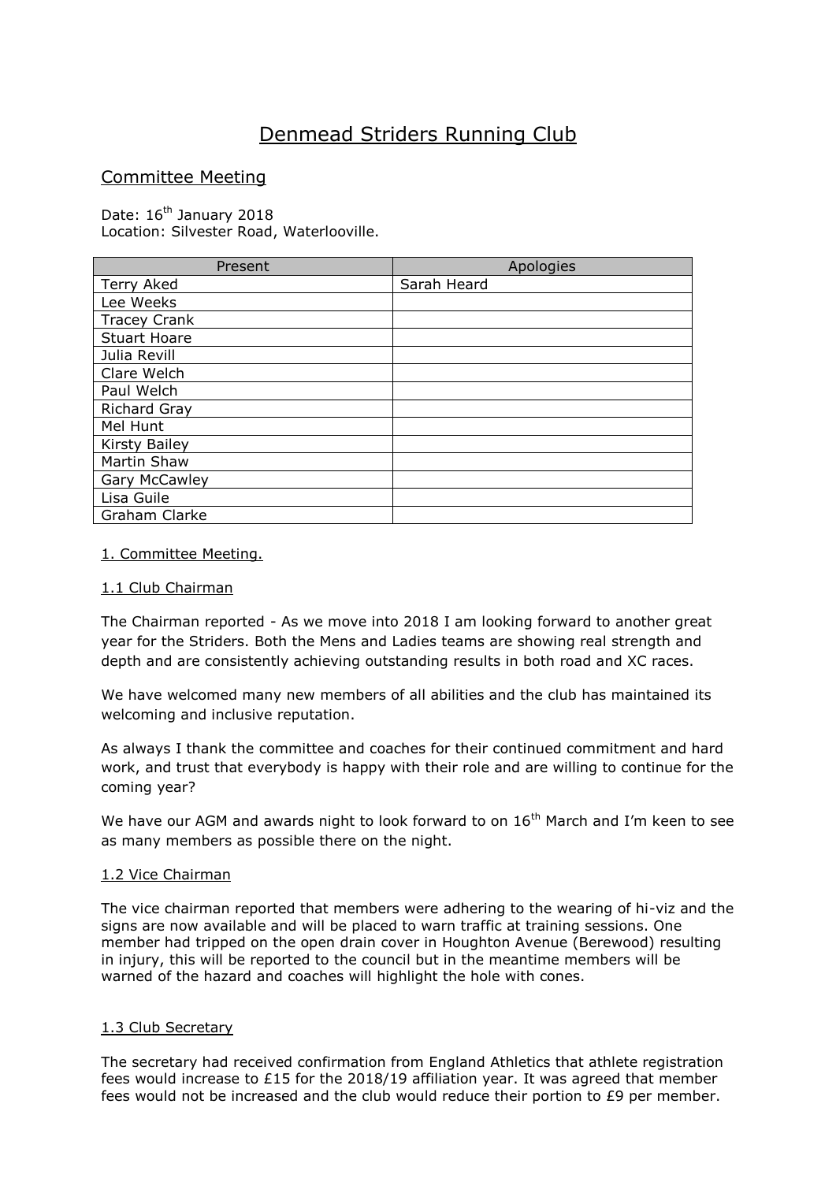# Denmead Striders Running Club

## Committee Meeting

Date: 16th January 2018
Location: Silvester Road, Waterlooville.

| Present | Apologies |
|---|---|
| Terry Aked | Sarah Heard |
| Lee Weeks | |
| Tracey Crank | |
| Stuart Hoare | |
| Julia Revill | |
| Clare Welch | |
| Paul Welch | |
| Richard Gray | |
| Mel Hunt | |
| Kirsty Bailey | |
| Martin Shaw | |
| Gary McCawley | |
| Lisa Guile | |
| Graham Clarke | |

### 1. Committee Meeting.

#### 1.1 Club Chairman

The Chairman reported - As we move into 2018 I am looking forward to another great year for the Striders. Both the Mens and Ladies teams are showing real strength and depth and are consistently achieving outstanding results in both road and XC races.

We have welcomed many new members of all abilities and the club has maintained its welcoming and inclusive reputation.

As always I thank the committee and coaches for their continued commitment and hard work, and trust that everybody is happy with their role and are willing to continue for the coming year?

We have our AGM and awards night to look forward to on 16th March and I'm keen to see as many members as possible there on the night.

#### 1.2 Vice Chairman

The vice chairman reported that members were adhering to the wearing of hi-viz and the signs are now available and will be placed to warn traffic at training sessions. One member had tripped on the open drain cover in Houghton Avenue (Berewood) resulting in injury, this will be reported to the council but in the meantime members will be warned of the hazard and coaches will highlight the hole with cones.

#### 1.3 Club Secretary

The secretary had received confirmation from England Athletics that athlete registration fees would increase to £15 for the 2018/19 affiliation year. It was agreed that member fees would not be increased and the club would reduce their portion to £9 per member.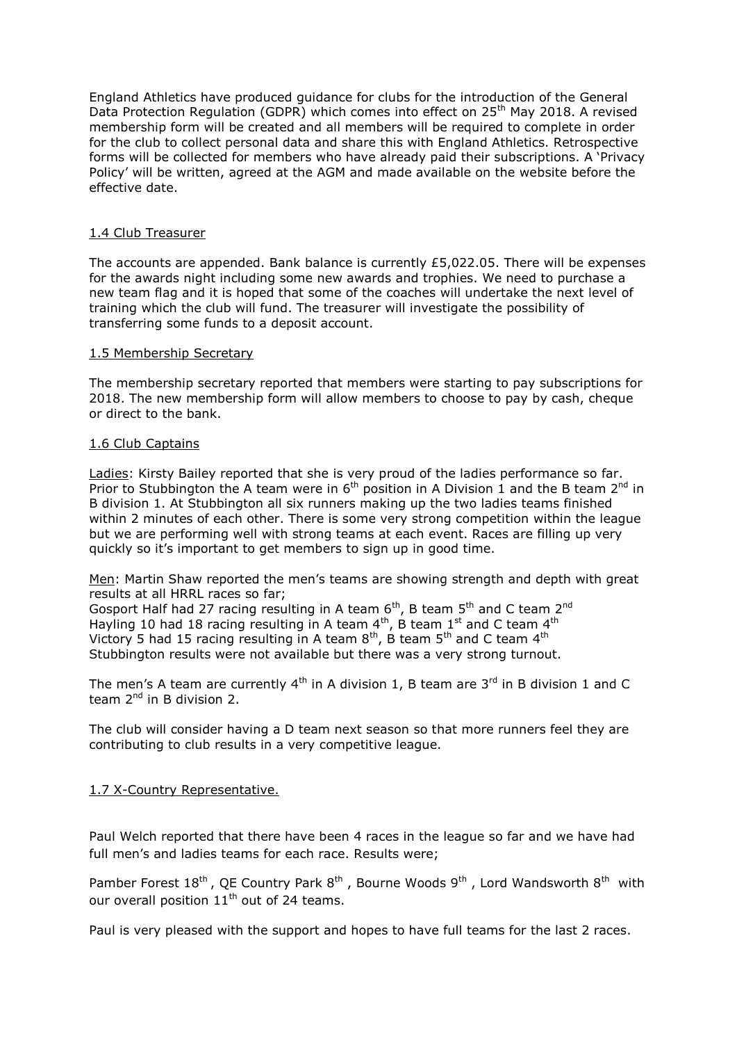England Athletics have produced guidance for clubs for the introduction of the General Data Protection Regulation (GDPR) which comes into effect on 25th May 2018. A revised membership form will be created and all members will be required to complete in order for the club to collect personal data and share this with England Athletics. Retrospective forms will be collected for members who have already paid their subscriptions. A 'Privacy Policy' will be written, agreed at the AGM and made available on the website before the effective date.

### 1.4 Club Treasurer

The accounts are appended. Bank balance is currently £5,022.05. There will be expenses for the awards night including some new awards and trophies. We need to purchase a new team flag and it is hoped that some of the coaches will undertake the next level of training which the club will fund. The treasurer will investigate the possibility of transferring some funds to a deposit account.

### 1.5 Membership Secretary

The membership secretary reported that members were starting to pay subscriptions for 2018. The new membership form will allow members to choose to pay by cash, cheque or direct to the bank.

### 1.6 Club Captains

Ladies: Kirsty Bailey reported that she is very proud of the ladies performance so far. Prior to Stubbington the A team were in 6th position in A Division 1 and the B team 2nd in B division 1. At Stubbington all six runners making up the two ladies teams finished within 2 minutes of each other. There is some very strong competition within the league but we are performing well with strong teams at each event. Races are filling up very quickly so it's important to get members to sign up in good time.

Men: Martin Shaw reported the men's teams are showing strength and depth with great results at all HRRL races so far;
Gosport Half had 27 racing resulting in A team 6th, B team 5th and C team 2nd
Hayling 10 had 18 racing resulting in A team 4th, B team 1st and C team 4th
Victory 5 had 15 racing resulting in A team 8th, B team 5th and C team 4th
Stubbington results were not available but there was a very strong turnout.

The men's A team are currently 4th in A division 1, B team are 3rd in B division 1 and C team 2nd in B division 2.

The club will consider having a D team next season so that more runners feel they are contributing to club results in a very competitive league.

### 1.7 X-Country Representative.

Paul Welch reported that there have been 4 races in the league so far and we have had full men's and ladies teams for each race. Results were;

Pamber Forest 18th, QE Country Park 8th, Bourne Woods 9th, Lord Wandsworth 8th with our overall position 11th out of 24 teams.

Paul is very pleased with the support and hopes to have full teams for the last 2 races.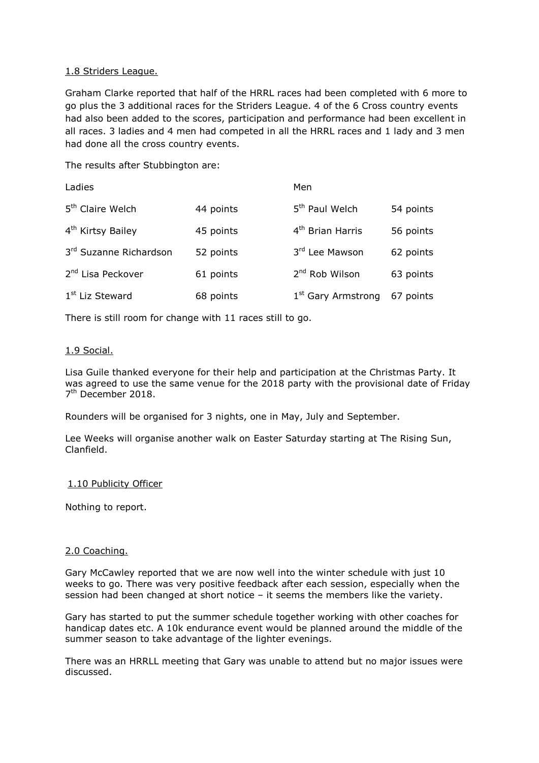1.8 Striders League.

Graham Clarke reported that half of the HRRL races had been completed with 6 more to go plus the 3 additional races for the Striders League. 4 of the 6 Cross country events had also been added to the scores, participation and performance had been excellent in all races. 3 ladies and 4 men had competed in all the HRRL races and 1 lady and 3 men had done all the cross country events.

The results after Stubbington are:

| Ladies | | Men | |
|---|---|---|---|
| 5th Claire Welch | 44 points | 5th Paul Welch | 54 points |
| 4th Kirtsy Bailey | 45 points | 4th Brian Harris | 56 points |
| 3rd Suzanne Richardson | 52 points | 3rd Lee Mawson | 62 points |
| 2nd Lisa Peckover | 61 points | 2nd Rob Wilson | 63 points |
| 1st Liz Steward | 68 points | 1st Gary Armstrong | 67 points |

There is still room for change with 11 races still to go.

1.9 Social.

Lisa Guile thanked everyone for their help and participation at the Christmas Party. It was agreed to use the same venue for the 2018 party with the provisional date of Friday 7th December 2018.

Rounders will be organised for 3 nights, one in May, July and September.

Lee Weeks will organise another walk on Easter Saturday starting at The Rising Sun, Clanfield.

1.10 Publicity Officer

Nothing to report.

2.0 Coaching.

Gary McCawley reported that we are now well into the winter schedule with just 10 weeks to go. There was very positive feedback after each session, especially when the session had been changed at short notice – it seems the members like the variety.

Gary has started to put the summer schedule together working with other coaches for handicap dates etc. A 10k endurance event would be planned around the middle of the summer season to take advantage of the lighter evenings.

There was an HRRLL meeting that Gary was unable to attend but no major issues were discussed.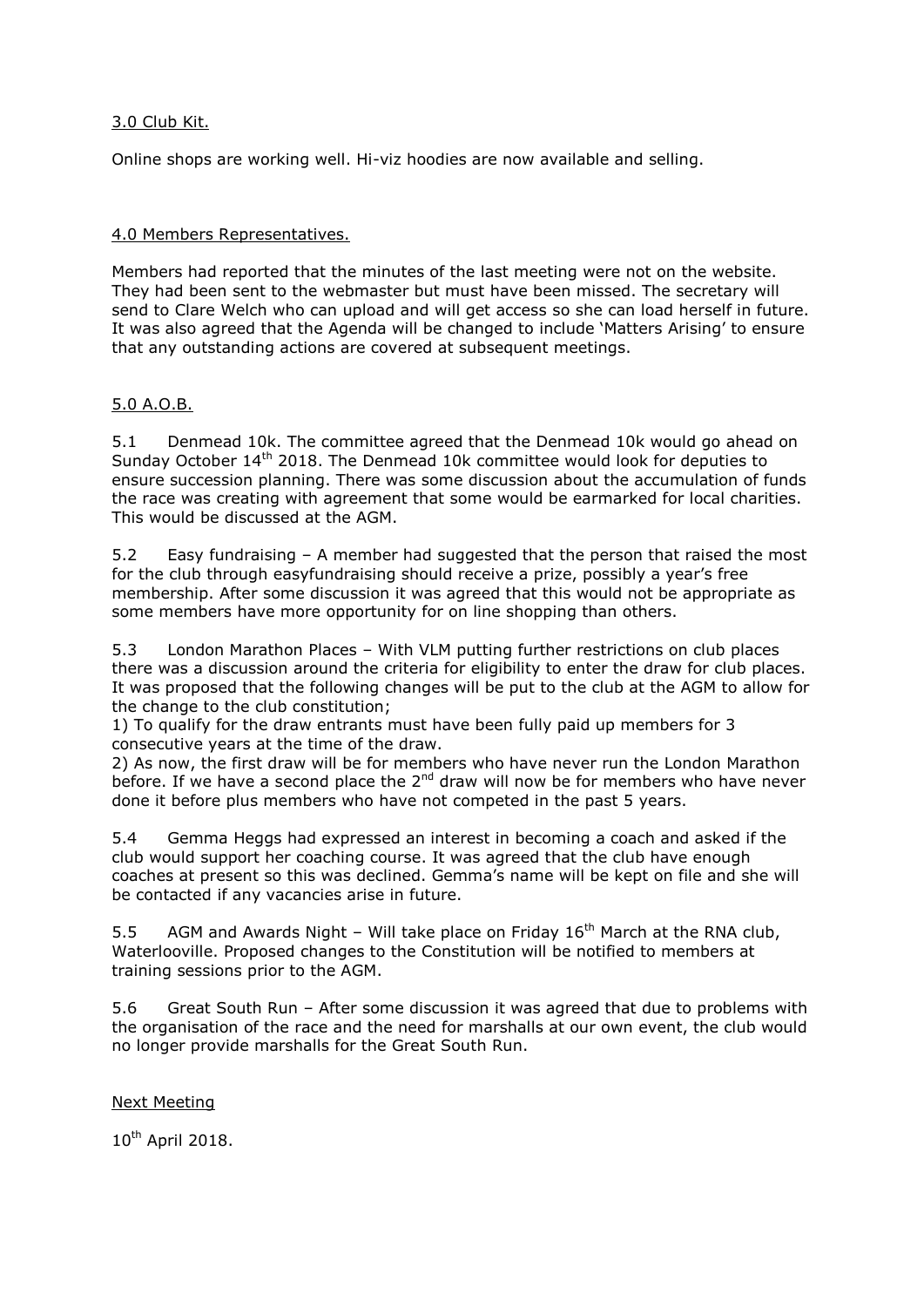3.0 Club Kit.

Online shops are working well. Hi-viz hoodies are now available and selling.

4.0 Members Representatives.

Members had reported that the minutes of the last meeting were not on the website. They had been sent to the webmaster but must have been missed. The secretary will send to Clare Welch who can upload and will get access so she can load herself in future. It was also agreed that the Agenda will be changed to include 'Matters Arising' to ensure that any outstanding actions are covered at subsequent meetings.

5.0 A.O.B.

5.1 Denmead 10k. The committee agreed that the Denmead 10k would go ahead on Sunday October 14th 2018. The Denmead 10k committee would look for deputies to ensure succession planning. There was some discussion about the accumulation of funds the race was creating with agreement that some would be earmarked for local charities. This would be discussed at the AGM.

5.2 Easy fundraising – A member had suggested that the person that raised the most for the club through easyfundraising should receive a prize, possibly a year's free membership. After some discussion it was agreed that this would not be appropriate as some members have more opportunity for on line shopping than others.

5.3 London Marathon Places – With VLM putting further restrictions on club places there was a discussion around the criteria for eligibility to enter the draw for club places. It was proposed that the following changes will be put to the club at the AGM to allow for the change to the club constitution;

1) To qualify for the draw entrants must have been fully paid up members for 3 consecutive years at the time of the draw.

2) As now, the first draw will be for members who have never run the London Marathon before. If we have a second place the 2nd draw will now be for members who have never done it before plus members who have not competed in the past 5 years.

5.4 Gemma Heggs had expressed an interest in becoming a coach and asked if the club would support her coaching course. It was agreed that the club have enough coaches at present so this was declined. Gemma's name will be kept on file and she will be contacted if any vacancies arise in future.

5.5 AGM and Awards Night – Will take place on Friday 16th March at the RNA club, Waterlooville. Proposed changes to the Constitution will be notified to members at training sessions prior to the AGM.

5.6 Great South Run – After some discussion it was agreed that due to problems with the organisation of the race and the need for marshalls at our own event, the club would no longer provide marshalls for the Great South Run.

Next Meeting

10th April 2018.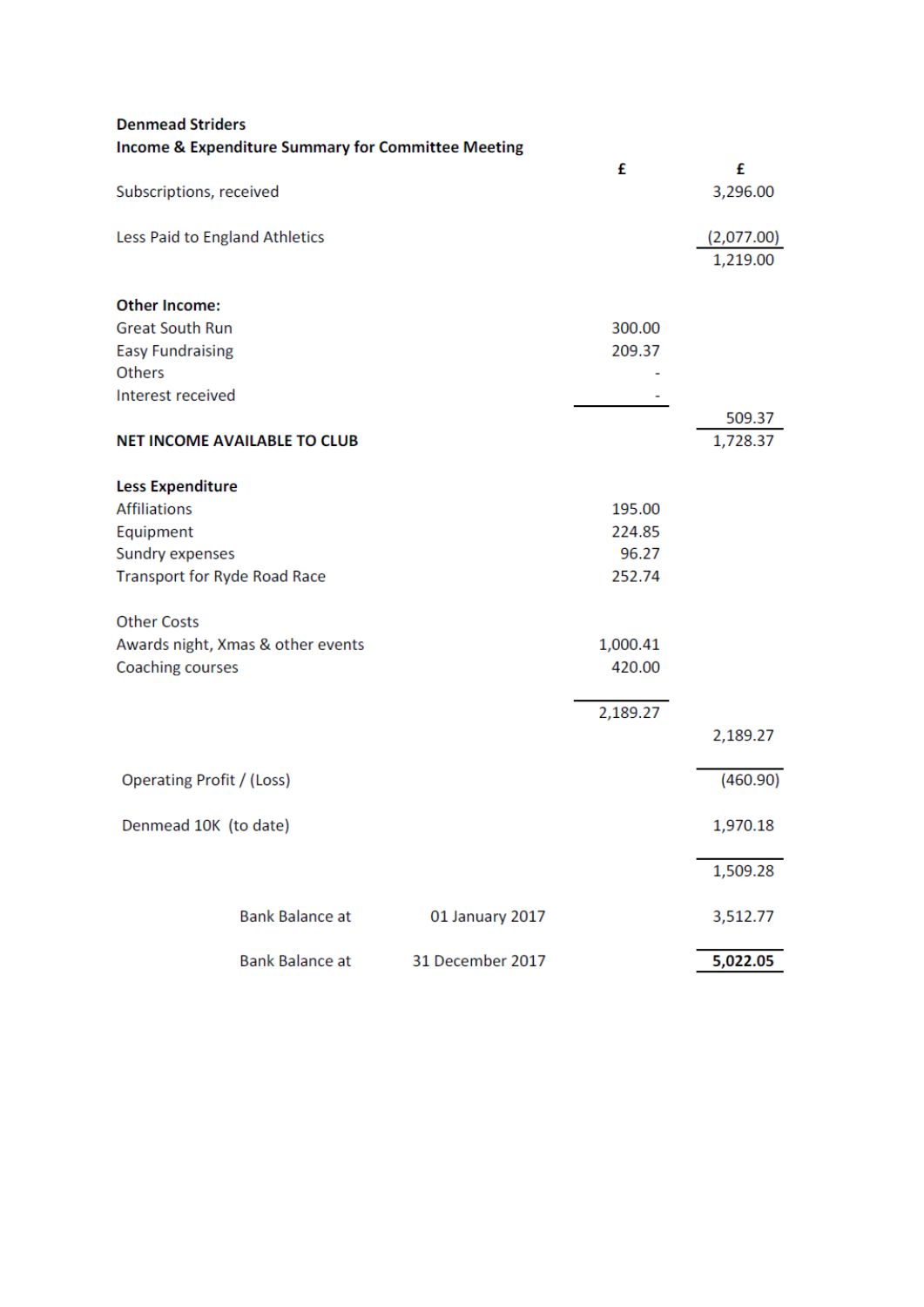**Denmead Striders**
**Income & Expenditure Summary for Committee Meeting**

| | | £ | £ |
|---|---|---|---|
| Subscriptions, received | | | 3,296.00 |
| Less Paid to England Athletics | | | (2,077.00) |
| | | | 1,219.00 |
| **Other Income:** | | | |
| Great South Run | | 300.00 | |
| Easy Fundraising | | 209.37 | |
| Others | | - | |
| Interest received | | - | |
| | | | 509.37 |
| **NET INCOME AVAILABLE TO CLUB** | | | 1,728.37 |
| **Less Expenditure** | | | |
| Affiliations | | 195.00 | |
| Equipment | | 224.85 | |
| Sundry expenses | | 96.27 | |
| Transport for Ryde Road Race | | 252.74 | |
| Other Costs | | | |
| Awards night, Xmas & other events | | 1,000.41 | |
| Coaching courses | | 420.00 | |
| | | 2,189.27 | |
| | | | 2,189.27 |
| Operating Profit / (Loss) | | | (460.90) |
| Denmead 10K (to date) | | | 1,970.18 |
| | | | 1,509.28 |
| Bank Balance at | 01 January 2017 | | 3,512.77 |
| Bank Balance at | 31 December 2017 | | **5,022.05** |